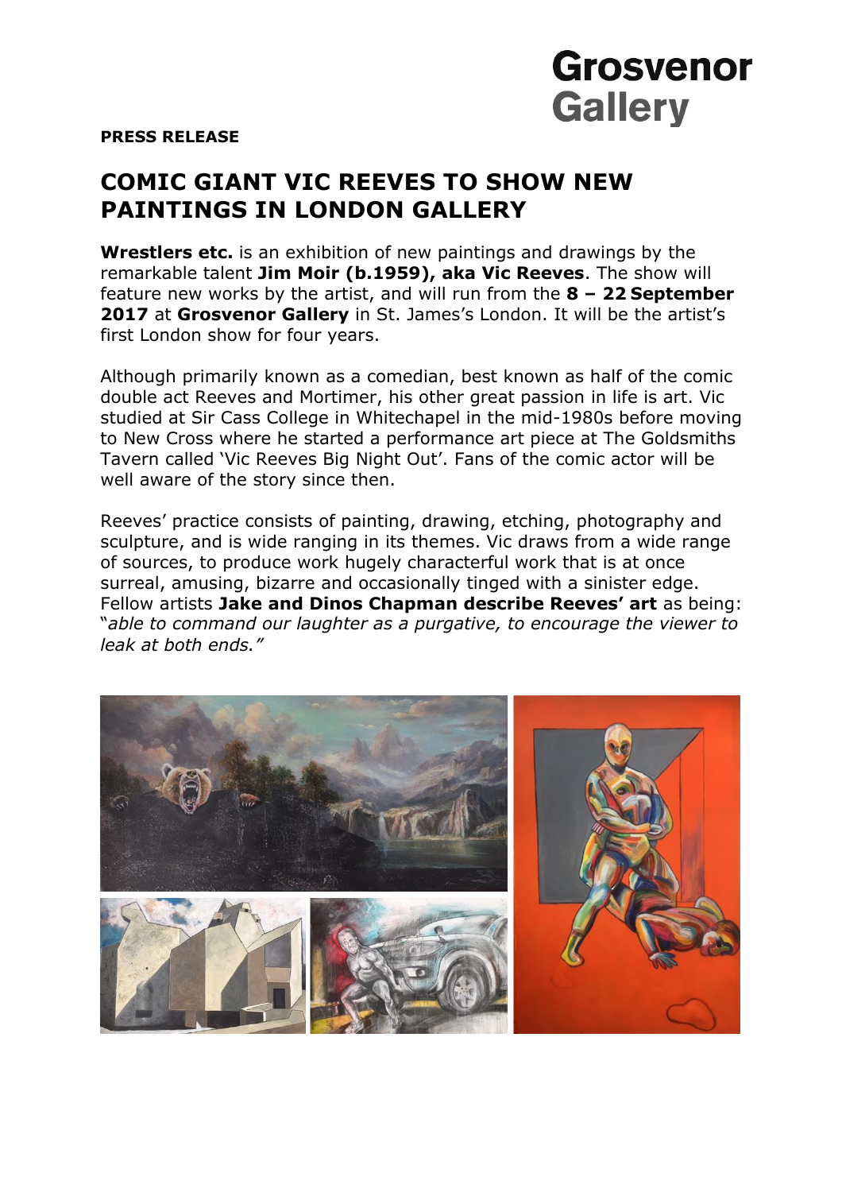Grosvenor Gallery

**PRESS RELEASE**

# COMIC GIANT VIC REEVES TO SHOW NEW PAINTINGS IN LONDON GALLERY

**Wrestlers etc.** is an exhibition of new paintings and drawings by the remarkable talent **Jim Moir (b.1959), aka Vic Reeves**. The show will feature new works by the artist, and will run from the **8 – 22 September 2017** at **Grosvenor Gallery** in St. James's London. It will be the artist's first London show for four years.

Although primarily known as a comedian, best known as half of the comic double act Reeves and Mortimer, his other great passion in life is art. Vic studied at Sir Cass College in Whitechapel in the mid-1980s before moving to New Cross where he started a performance art piece at The Goldsmiths Tavern called 'Vic Reeves Big Night Out'. Fans of the comic actor will be well aware of the story since then.

Reeves' practice consists of painting, drawing, etching, photography and sculpture, and is wide ranging in its themes. Vic draws from a wide range of sources, to produce work hugely characterful work that is at once surreal, amusing, bizarre and occasionally tinged with a sinister edge. Fellow artists **Jake and Dinos Chapman describe Reeves' art** as being: "*able to command our laughter as a purgative, to encourage the viewer to leak at both ends."*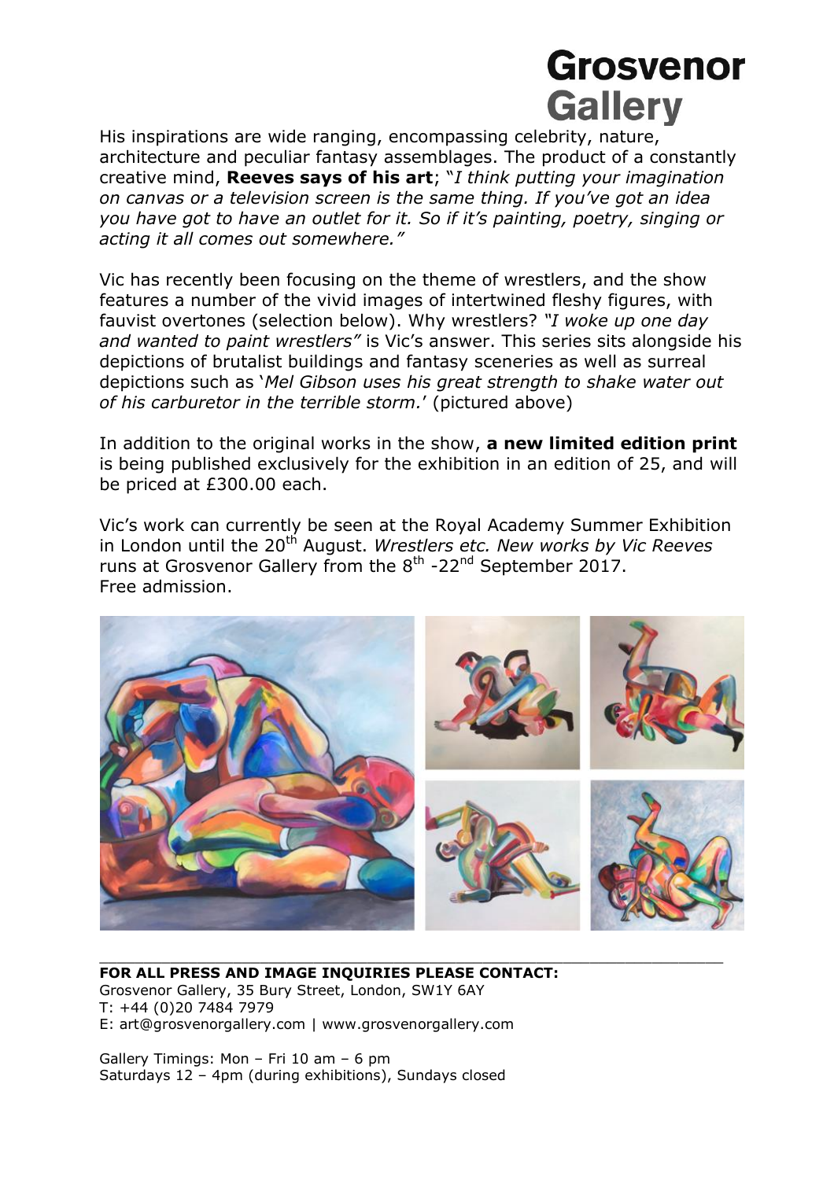His inspirations are wide ranging, encompassing celebrity, nature, architecture and peculiar fantasy assemblages. The product of a constantly creative mind, **Reeves says of his art**; "*I think putting your imagination on canvas or a television screen is the same thing. If you've got an idea you have got to have an outlet for it. So if it's painting, poetry, singing or acting it all comes out somewhere."*

Vic has recently been focusing on the theme of wrestlers, and the show features a number of the vivid images of intertwined fleshy figures, with fauvist overtones (selection below). Why wrestlers? *"I woke up one day and wanted to paint wrestlers"* is Vic's answer. This series sits alongside his depictions of brutalist buildings and fantasy sceneries as well as surreal depictions such as '*Mel Gibson uses his great strength to shake water out of his carburetor in the terrible storm.*' (pictured above)

In addition to the original works in the show, **a new limited edition print** is being published exclusively for the exhibition in an edition of 25, and will be priced at £300.00 each.

Vic's work can currently be seen at the Royal Academy Summer Exhibition in London until the 20th August. *Wrestlers etc. New works by Vic Reeves* runs at Grosvenor Gallery from the 8th -22nd September 2017. Free admission.

---

**FOR ALL PRESS AND IMAGE INQUIRIES PLEASE CONTACT:**
Grosvenor Gallery, 35 Bury Street, London, SW1Y 6AY
T: +44 (0)20 7484 7979
E: art@grosvenorgallery.com | www.grosvenorgallery.com

Gallery Timings: Mon – Fri 10 am – 6 pm
Saturdays 12 – 4pm (during exhibitions), Sundays closed